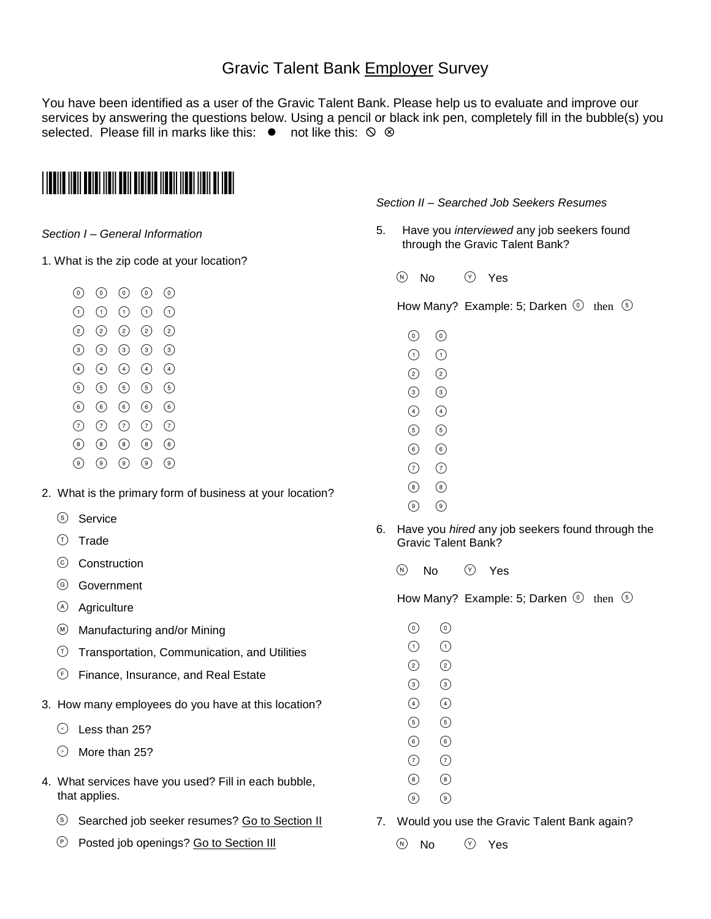# Gravic Talent Bank Employer Survey

You have been identified as a user of the Gravic Talent Bank. Please help us to evaluate and improve our services by answering the questions below. Using a pencil or black ink pen, completely fill in the bubble(s) you selected. Please fill in marks like this: ● not like this: ⦸ ⊗

*Section I – General Information*

1. What is the zip code at your location?

| | | | | |
|---|---|---|---|---|
| ⓪ | ⓪ | ⓪ | ⓪ | ⓪ |
| ① | ① | ① | ① | ① |
| ② | ② | ② | ② | ② |
| ③ | ③ | ③ | ③ | ③ |
| ④ | ④ | ④ | ④ | ④ |
| ⑤ | ⑤ | ⑤ | ⑤ | ⑤ |
| ⑥ | ⑥ | ⑥ | ⑥ | ⑥ |
| ⑦ | ⑦ | ⑦ | ⑦ | ⑦ |
| ⑧ | ⑧ | ⑧ | ⑧ | ⑧ |
| ⑨ | ⑨ | ⑨ | ⑨ | ⑨ |

2. What is the primary form of business at your location?

   - Ⓢ Service
   - Ⓣ Trade
   - Ⓒ Construction
   - Ⓖ Government
   - Ⓐ Agriculture
   - Ⓜ Manufacturing and/or Mining
   - Ⓣ Transportation, Communication, and Utilities
   - Ⓕ Finance, Insurance, and Real Estate

3. How many employees do you have at this location?

   - ⧀ Less than 25?
   - ⧁ More than 25?

4. What services have you used? Fill in each bubble, that applies.

   - Ⓢ Searched job seeker resumes? Go to Section II
   - Ⓟ Posted job openings? Go to Section III

*Section II – Searched Job Seekers Resumes*

5. Have you *interviewed* any job seekers found through the Gravic Talent Bank?

   Ⓝ No Ⓨ Yes

   How Many? Example: 5; Darken ⓪ then ⑤

| | |
|---|---|
| ⓪ | ⓪ |
| ① | ① |
| ② | ② |
| ③ | ③ |
| ④ | ④ |
| ⑤ | ⑤ |
| ⑥ | ⑥ |
| ⑦ | ⑦ |
| ⑧ | ⑧ |
| ⑨ | ⑨ |

6. Have you *hired* any job seekers found through the Gravic Talent Bank?

   Ⓝ No Ⓨ Yes

   How Many? Example: 5; Darken ⓪ then ⑤

| | |
|---|---|
| ⓪ | ⓪ |
| ① | ① |
| ② | ② |
| ③ | ③ |
| ④ | ④ |
| ⑤ | ⑤ |
| ⑥ | ⑥ |
| ⑦ | ⑦ |
| ⑧ | ⑧ |
| ⑨ | ⑨ |

7. Would you use the Gravic Talent Bank again?

   Ⓝ No Ⓨ Yes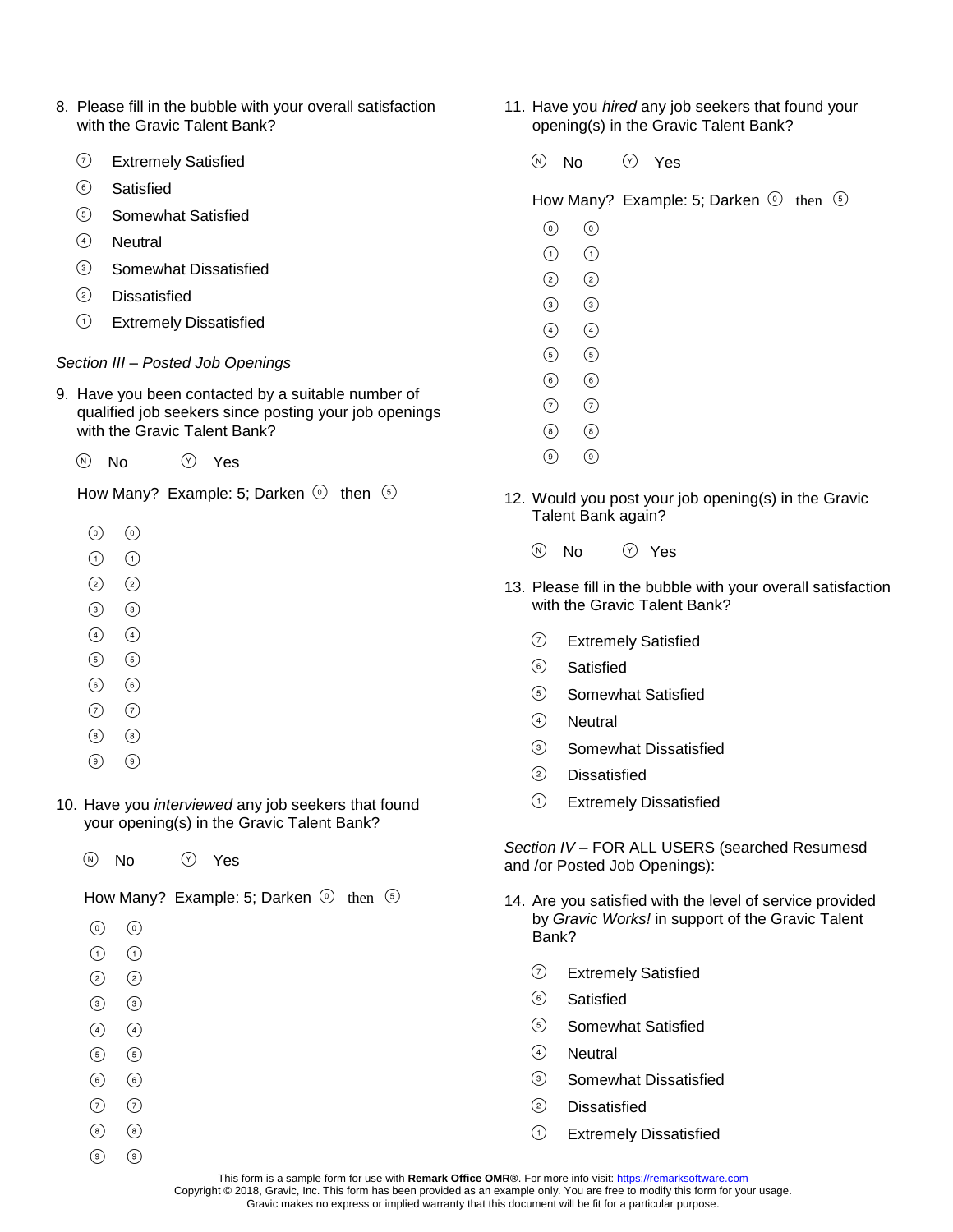8. Please fill in the bubble with your overall satisfaction with the Gravic Talent Bank?

   ⑦ Extremely Satisfied
   ⑥ Satisfied
   ⑤ Somewhat Satisfied
   ④ Neutral
   ③ Somewhat Dissatisfied
   ② Dissatisfied
   ① Extremely Dissatisfied

*Section III – Posted Job Openings*

9. Have you been contacted by a suitable number of qualified job seekers since posting your job openings with the Gravic Talent Bank?

   Ⓝ No Ⓨ Yes

   How Many? Example: 5; Darken ⓪ then ⑤

   ⓪ ⓪
   ① ①
   ② ②
   ③ ③
   ④ ④
   ⑤ ⑤
   ⑥ ⑥
   ⑦ ⑦
   ⑧ ⑧
   ⑨ ⑨

10. Have you *interviewed* any job seekers that found your opening(s) in the Gravic Talent Bank?

    Ⓝ No Ⓨ Yes

    How Many? Example: 5; Darken ⓪ then ⑤

    ⓪ ⓪
    ① ①
    ② ②
    ③ ③
    ④ ④
    ⑤ ⑤
    ⑥ ⑥
    ⑦ ⑦
    ⑧ ⑧
    ⑨ ⑨

11. Have you *hired* any job seekers that found your opening(s) in the Gravic Talent Bank?

    Ⓝ No Ⓨ Yes

    How Many? Example: 5; Darken ⓪ then ⑤

    ⓪ ⓪
    ① ①
    ② ②
    ③ ③
    ④ ④
    ⑤ ⑤
    ⑥ ⑥
    ⑦ ⑦
    ⑧ ⑧
    ⑨ ⑨

12. Would you post your job opening(s) in the Gravic Talent Bank again?

    Ⓝ No Ⓨ Yes

13. Please fill in the bubble with your overall satisfaction with the Gravic Talent Bank?

    ⑦ Extremely Satisfied
    ⑥ Satisfied
    ⑤ Somewhat Satisfied
    ④ Neutral
    ③ Somewhat Dissatisfied
    ② Dissatisfied
    ① Extremely Dissatisfied

*Section IV* – FOR ALL USERS (searched Resumesd and /or Posted Job Openings):

14. Are you satisfied with the level of service provided by *Gravic Works!* in support of the Gravic Talent Bank?

    ⑦ Extremely Satisfied
    ⑥ Satisfied
    ⑤ Somewhat Satisfied
    ④ Neutral
    ③ Somewhat Dissatisfied
    ② Dissatisfied
    ① Extremely Dissatisfied

This form is a sample form for use with **Remark Office OMR®**. For more info visit: https://remarksoftware.com
Copyright © 2018, Gravic, Inc. This form has been provided as an example only. You are free to modify this form for your usage.
Gravic makes no express or implied warranty that this document will be fit for a particular purpose.